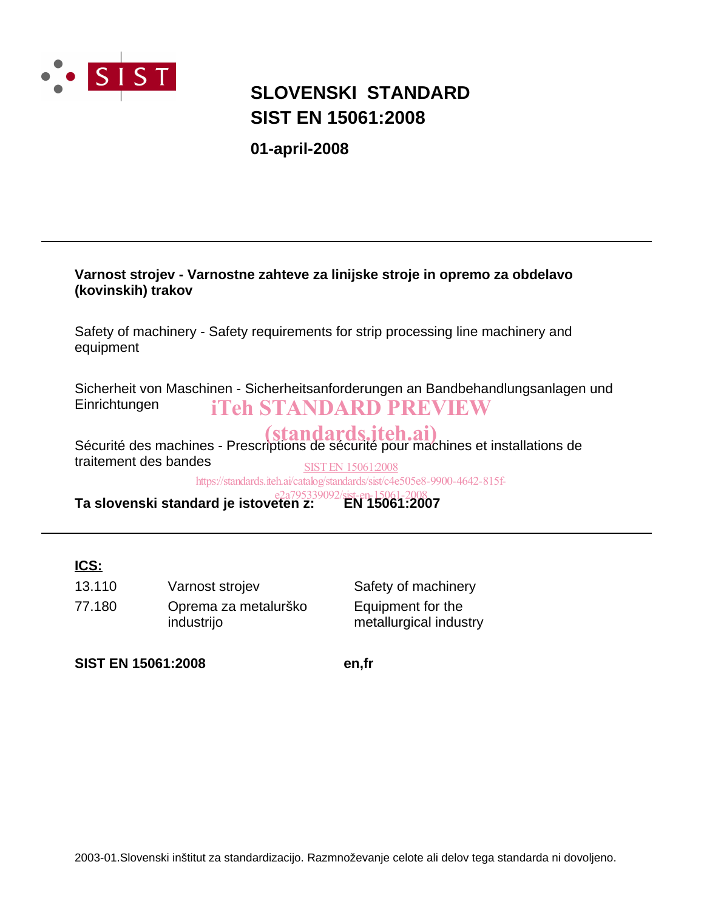# SLOVENSKI STANDARD
# SIST EN 15061:2008

**01-april-2008**

---

**Varnost strojev - Varnostne zahteve za linijske stroje in opremo za obdelavo (kovinskih) trakov**

Safety of machinery - Safety requirements for strip processing line machinery and equipment

Sicherheit von Maschinen - Sicherheitsanforderungen an Bandbehandlungsanlagen und Einrichtungen

Sécurité des machines - Prescriptions de sécurité pour machines et installations de traitement des bandes

**Ta slovenski standard je istoveten z: EN 15061:2007**

---

**ICS:**

| | | |
|---|---|---|
| 13.110 | Varnost strojev | Safety of machinery |
| 77.180 | Oprema za metalurško industrijo | Equipment for the metallurgical industry |

**SIST EN 15061:2008** **en,fr**

2003-01.Slovenski inštitut za standardizacijo. Razmnoževanje celote ali delov tega standarda ni dovoljeno.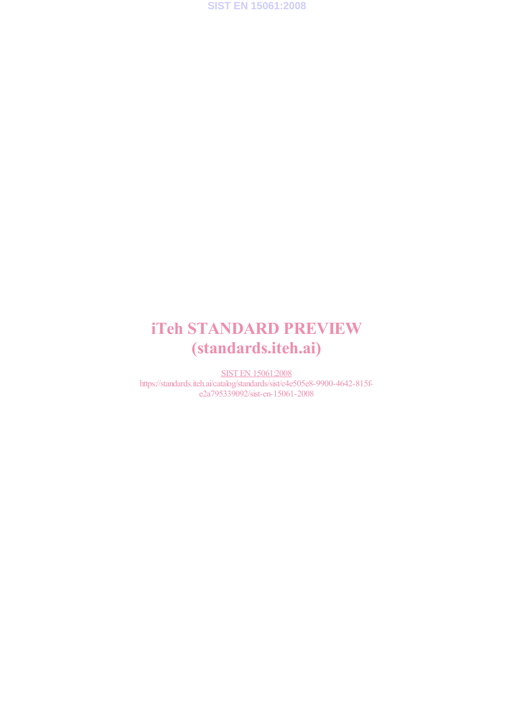# iTeh STANDARD PREVIEW
# (standards.iteh.ai)

SIST EN 15061:2008

https://standards.iteh.ai/catalog/standards/sist/c4e505e8-9900-4642-815f-e2a795339092/sist-en-15061-2008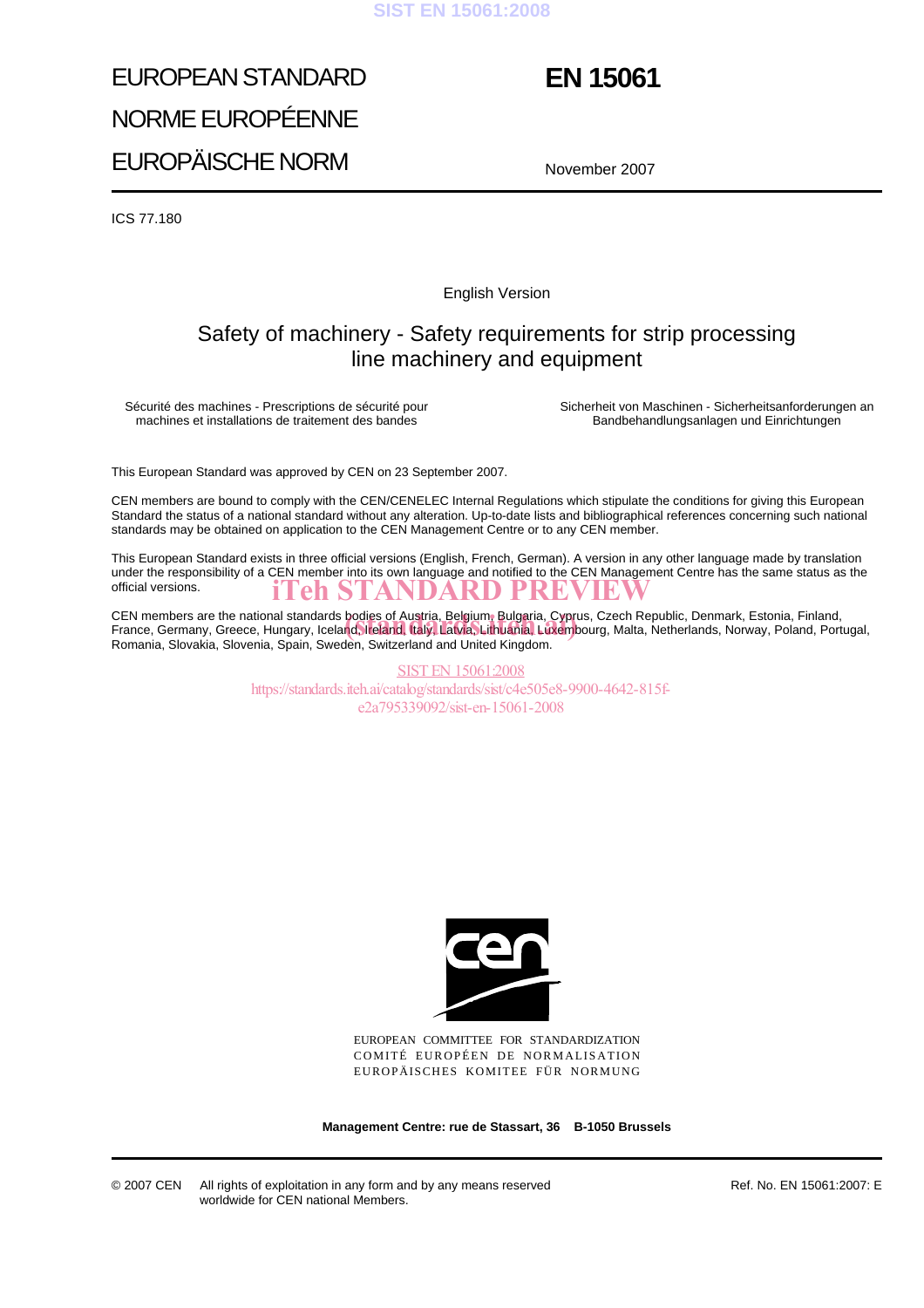# EUROPEAN STANDARD
# NORME EUROPÉENNE
# EUROPÄISCHE NORM

# EN 15061

November 2007

ICS 77.180

English Version

## Safety of machinery - Safety requirements for strip processing line machinery and equipment

Sécurité des machines - Prescriptions de sécurité pour machines et installations de traitement des bandes

Sicherheit von Maschinen - Sicherheitsanforderungen an Bandbehandlungsanlagen und Einrichtungen

This European Standard was approved by CEN on 23 September 2007.

CEN members are bound to comply with the CEN/CENELEC Internal Regulations which stipulate the conditions for giving this European Standard the status of a national standard without any alteration. Up-to-date lists and bibliographical references concerning such national standards may be obtained on application to the CEN Management Centre or to any CEN member.

This European Standard exists in three official versions (English, French, German). A version in any other language made by translation under the responsibility of a CEN member into its own language and notified to the CEN Management Centre has the same status as the official versions.

CEN members are the national standards bodies of Austria, Belgium, Bulgaria, Cyprus, Czech Republic, Denmark, Estonia, Finland, France, Germany, Greece, Hungary, Iceland, Ireland, Italy, Latvia, Lithuania, Luxembourg, Malta, Netherlands, Norway, Poland, Portugal, Romania, Slovakia, Slovenia, Spain, Sweden, Switzerland and United Kingdom.

EUROPEAN COMMITTEE FOR STANDARDIZATION
COMITÉ EUROPÉEN DE NORMALISATION
EUROPÄISCHES KOMITEE FÜR NORMUNG

**Management Centre: rue de Stassart, 36 B-1050 Brussels**

© 2007 CEN All rights of exploitation in any form and by any means reserved worldwide for CEN national Members.

Ref. No. EN 15061:2007: E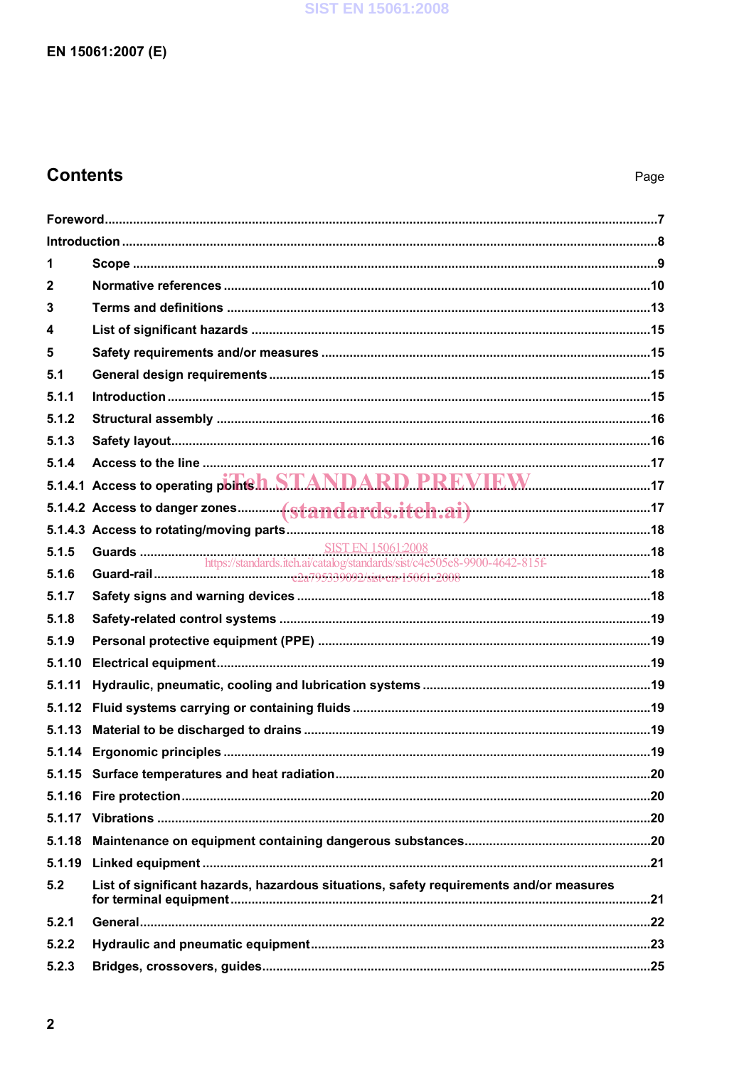# Contents

Page

Foreword .......................................................................................................................................................7

Introduction ...................................................................................................................................................8

1 Scope ....................................................................................................................................................9

2 Normative references ..........................................................................................................................10

3 Terms and definitions ..........................................................................................................................13

4 List of significant hazards ...................................................................................................................15

5 Safety requirements and/or measures ..............................................................................................15

5.1 General design requirements .............................................................................................................15

5.1.1 Introduction .........................................................................................................................................15

5.1.2 Structural assembly ............................................................................................................................16

5.1.3 Safety layout........................................................................................................................................16

5.1.4 Access to the line ................................................................................................................................17

5.1.4.1 Access to operating points................................................................................................................17

5.1.4.2 Access to danger zones.....................................................................................................................17

5.1.4.3 Access to rotating/moving parts .......................................................................................................18

5.1.5 Guards .................................................................................................................................................18

5.1.6 Guard-rail .............................................................................................................................................18

5.1.7 Safety signs and warning devices .....................................................................................................18

5.1.8 Safety-related control systems ..........................................................................................................19

5.1.9 Personal protective equipment (PPE) ...............................................................................................19

5.1.10 Electrical equipment............................................................................................................................19

5.1.11 Hydraulic, pneumatic, cooling and lubrication systems ..................................................................19

5.1.12 Fluid systems carrying or containing fluids ......................................................................................19

5.1.13 Material to be discharged to drains ...................................................................................................19

5.1.14 Ergonomic principles ..........................................................................................................................19

5.1.15 Surface temperatures and heat radiation..........................................................................................20

5.1.16 Fire protection......................................................................................................................................20

5.1.17 Vibrations .............................................................................................................................................20

5.1.18 Maintenance on equipment containing dangerous substances......................................................20

5.1.19 Linked equipment ................................................................................................................................21

5.2 List of significant hazards, hazardous situations, safety requirements and/or measures for terminal equipment ........................................................................................................................21

5.2.1 General..................................................................................................................................................22

5.2.2 Hydraulic and pneumatic equipment..................................................................................................23

5.2.3 Bridges, crossovers, guides...............................................................................................................25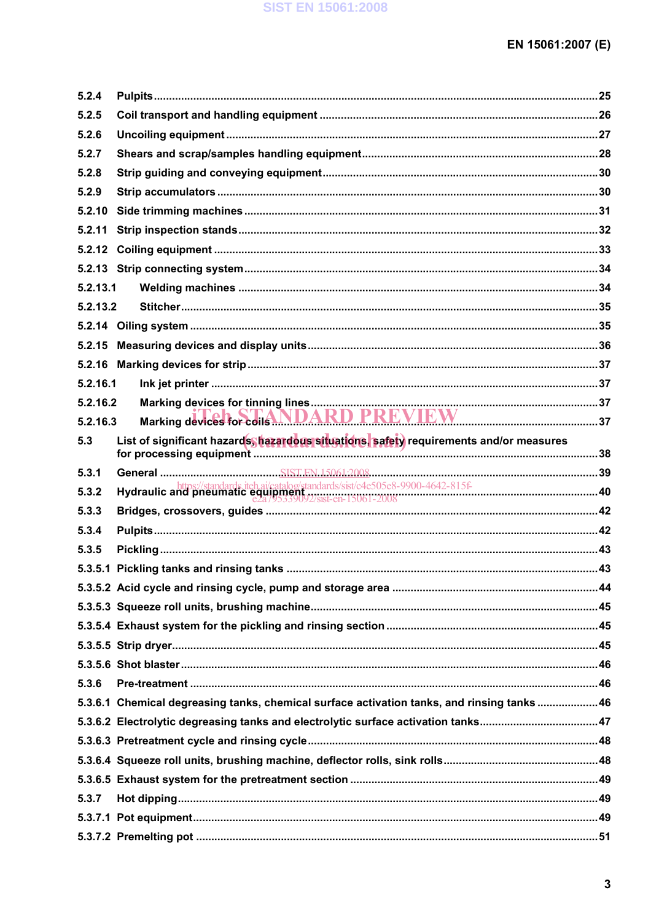5.2.4 Pulpits ...25
5.2.5 Coil transport and handling equipment ...26
5.2.6 Uncoiling equipment ...27
5.2.7 Shears and scrap/samples handling equipment ...28
5.2.8 Strip guiding and conveying equipment ...30
5.2.9 Strip accumulators ...30
5.2.10 Side trimming machines ...31
5.2.11 Strip inspection stands ...32
5.2.12 Coiling equipment ...33
5.2.13 Strip connecting system ...34
5.2.13.1 Welding machines ...34
5.2.13.2 Stitcher ...35
5.2.14 Oiling system ...35
5.2.15 Measuring devices and display units ...36
5.2.16 Marking devices for strip ...37
5.2.16.1 Ink jet printer ...37
5.2.16.2 Marking devices for tinning lines ...37
5.2.16.3 Marking devices for coils ...37
5.3 List of significant hazards, hazardous situations, safety requirements and/or measures for processing equipment ...38
5.3.1 General ...39
5.3.2 Hydraulic and pneumatic equipment ...40
5.3.3 Bridges, crossovers, guides ...42
5.3.4 Pulpits ...42
5.3.5 Pickling ...43
5.3.5.1 Pickling tanks and rinsing tanks ...43
5.3.5.2 Acid cycle and rinsing cycle, pump and storage area ...44
5.3.5.3 Squeeze roll units, brushing machine ...45
5.3.5.4 Exhaust system for the pickling and rinsing section ...45
5.3.5.5 Strip dryer ...45
5.3.5.6 Shot blaster ...46
5.3.6 Pre-treatment ...46
5.3.6.1 Chemical degreasing tanks, chemical surface activation tanks, and rinsing tanks ...46
5.3.6.2 Electrolytic degreasing tanks and electrolytic surface activation tanks ...47
5.3.6.3 Pretreatment cycle and rinsing cycle ...48
5.3.6.4 Squeeze roll units, brushing machine, deflector rolls, sink rolls ...48
5.3.6.5 Exhaust system for the pretreatment section ...49
5.3.7 Hot dipping ...49
5.3.7.1 Pot equipment ...49
5.3.7.2 Premelting pot ...51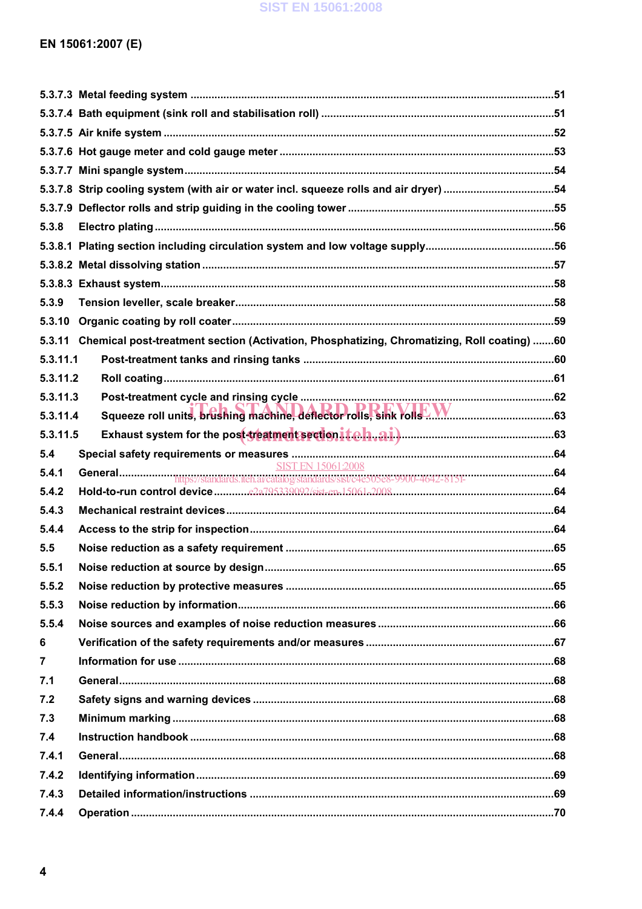5.3.7.3 Metal feeding system ........................................................................................................................51

5.3.7.4 Bath equipment (sink roll and stabilisation roll) .............................................................................51

5.3.7.5 Air knife system ..................................................................................................................................52

5.3.7.6 Hot gauge meter and cold gauge meter ...........................................................................................53

5.3.7.7 Mini spangle system...........................................................................................................................54

5.3.7.8 Strip cooling system (with air or water incl. squeeze rolls and air dryer) .....................................54

5.3.7.9 Deflector rolls and strip guiding in the cooling tower .....................................................................55

5.3.8 Electro plating ....................................................................................................................................56

5.3.8.1 Plating section including circulation system and low voltage supply...........................................56

5.3.8.2 Metal dissolving station .....................................................................................................................57

5.3.8.3 Exhaust system...................................................................................................................................58

5.3.9 Tension leveller, scale breaker..........................................................................................................58

5.3.10 Organic coating by roll coater ...........................................................................................................59

5.3.11 Chemical post-treatment section (Activation, Phosphatizing, Chromatizing, Roll coating) .......60

5.3.11.1 Post-treatment tanks and rinsing tanks ...................................................................................60

5.3.11.2 Roll coating.................................................................................................................................61

5.3.11.3 Post-treatment cycle and rinsing cycle ....................................................................................62

5.3.11.4 Squeeze roll units, brushing machine, deflector rolls, sink rolls ...........................................63

5.3.11.5 Exhaust system for the post-treatment section.......................................................................63

5.4 Special safety requirements or measures .......................................................................................64

5.4.1 General.................................................................................................................................................64

5.4.2 Hold-to-run control device .................................................................................................................64

5.4.3 Mechanical restraint devices .............................................................................................................64

5.4.4 Access to the strip for inspection.......................................................................................................64

5.5 Noise reduction as a safety requirement .........................................................................................65

5.5.1 Noise reduction at source by design.................................................................................................65

5.5.2 Noise reduction by protective measures .........................................................................................65

5.5.3 Noise reduction by information..........................................................................................................66

5.5.4 Noise sources and examples of noise reduction measures ..........................................................66

6 Verification of the safety requirements and/or measures ..............................................................67

7 Information for use ............................................................................................................................68

7.1 General.................................................................................................................................................68

7.2 Safety signs and warning devices .....................................................................................................68

7.3 Minimum marking ...............................................................................................................................68

7.4 Instruction handbook .........................................................................................................................68

7.4.1 General.................................................................................................................................................68

7.4.2 Identifying information.......................................................................................................................69

7.4.3 Detailed information/instructions .....................................................................................................69

7.4.4 Operation ............................................................................................................................................70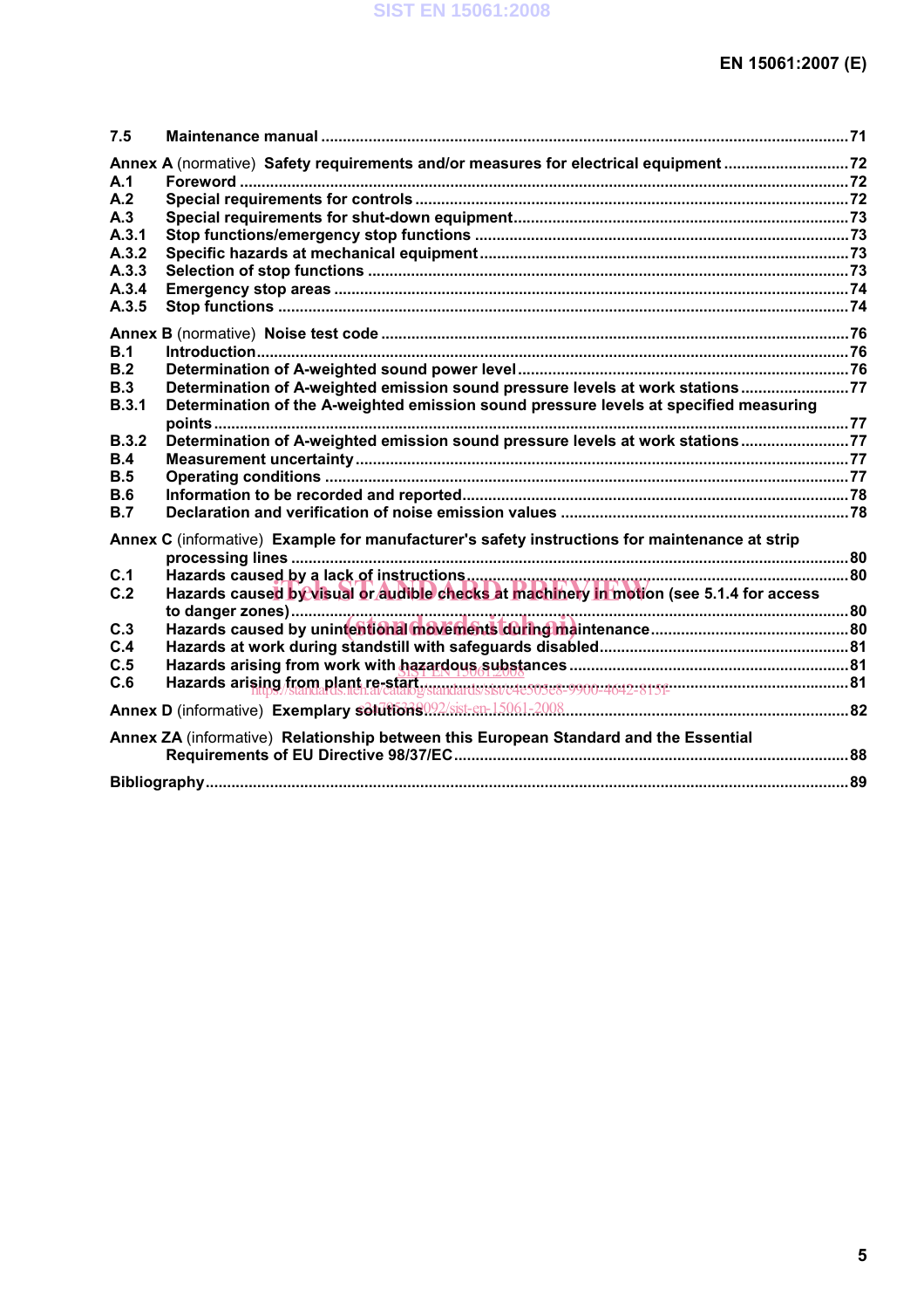7.5 Maintenance manual .....71

**Annex A** (normative) **Safety requirements and/or measures for electrical equipment** .....72

A.1 Foreword .....72

A.2 Special requirements for controls .....72

A.3 Special requirements for shut-down equipment .....73

A.3.1 Stop functions/emergency stop functions .....73

A.3.2 Specific hazards at mechanical equipment .....73

A.3.3 Selection of stop functions .....73

A.3.4 Emergency stop areas .....74

A.3.5 Stop functions .....74

**Annex B** (normative) **Noise test code** .....76

B.1 Introduction .....76

B.2 Determination of A-weighted sound power level .....76

B.3 Determination of A-weighted emission sound pressure levels at work stations .....77

B.3.1 Determination of the A-weighted emission sound pressure levels at specified measuring points .....77

B.3.2 Determination of A-weighted emission sound pressure levels at work stations .....77

B.4 Measurement uncertainty .....77

B.5 Operating conditions .....77

B.6 Information to be recorded and reported .....78

B.7 Declaration and verification of noise emission values .....78

**Annex C** (informative) **Example for manufacturer's safety instructions for maintenance at strip processing lines** .....80

C.1 Hazards caused by a lack of instructions .....80

C.2 Hazards caused by visual or audible checks at machinery in motion (see 5.1.4 for access to danger zones) .....80

C.3 Hazards caused by unintentional movements during maintenance .....80

C.4 Hazards at work during standstill with safeguards disabled .....81

C.5 Hazards arising from work with hazardous substances .....81

C.6 Hazards arising from plant re-start .....81

**Annex D** (informative) **Exemplary solutions** .....82

**Annex ZA** (informative) **Relationship between this European Standard and the Essential Requirements of EU Directive 98/37/EC** .....88

**Bibliography** .....89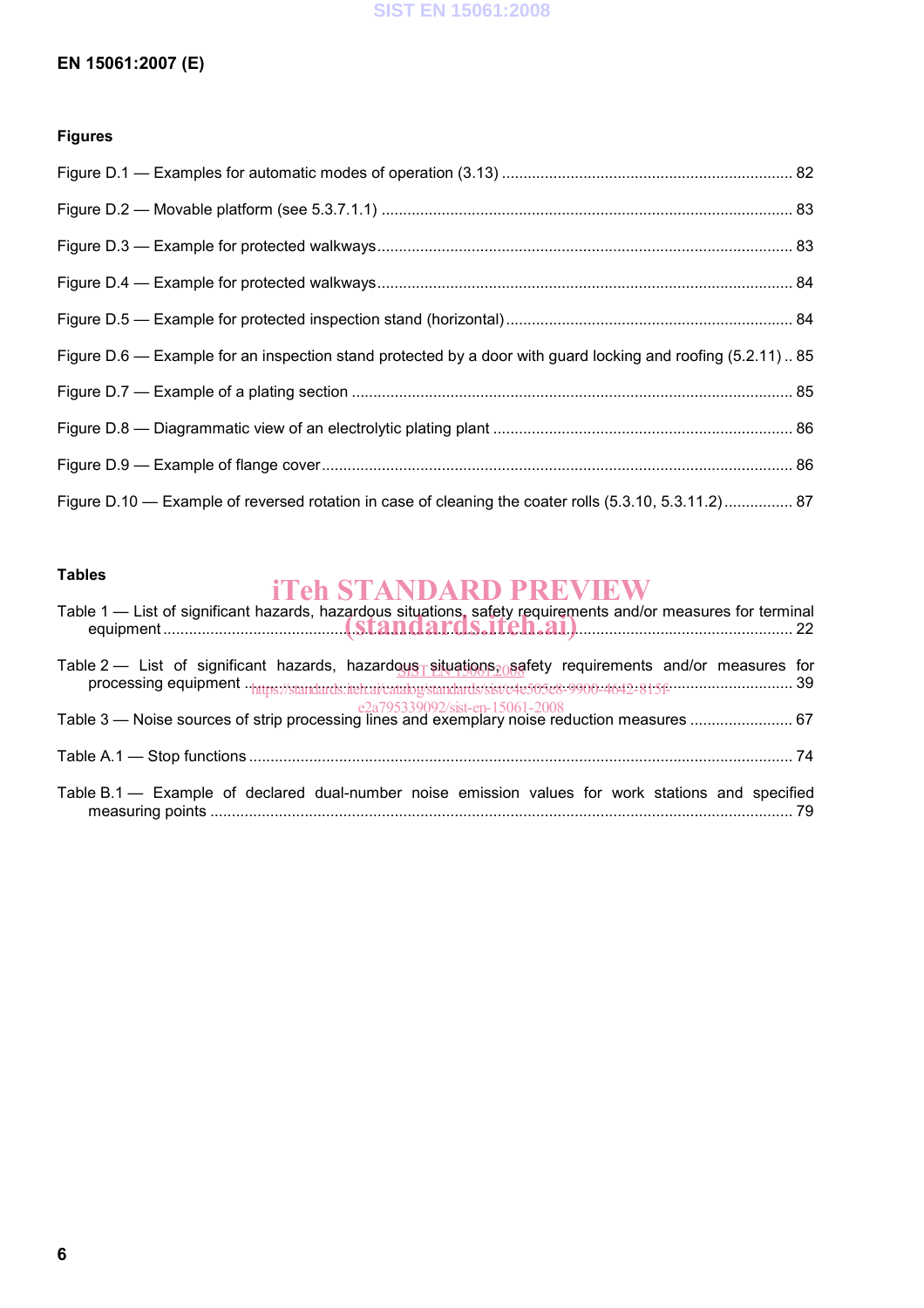**Figures**

Figure D.1 — Examples for automatic modes of operation (3.13) ................................................................... 82

Figure D.2 — Movable platform (see 5.3.7.1.1) ............................................................................................... 83

Figure D.3 — Example for protected walkways................................................................................................ 83

Figure D.4 — Example for protected walkways................................................................................................ 84

Figure D.5 — Example for protected inspection stand (horizontal)................................................................... 84

Figure D.6 — Example for an inspection stand protected by a door with guard locking and roofing (5.2.11) .. 85

Figure D.7 — Example of a plating section ...................................................................................................... 85

Figure D.8 — Diagrammatic view of an electrolytic plating plant ..................................................................... 86

Figure D.9 — Example of flange cover............................................................................................................. 86

Figure D.10 — Example of reversed rotation in case of cleaning the coater rolls (5.3.10, 5.3.11.2)................ 87

**Tables**

Table 1 — List of significant hazards, hazardous situations, safety requirements and/or measures for terminal equipment .......................................................................................................................................... 22

Table 2 — List of significant hazards, hazardous situations, safety requirements and/or measures for processing equipment ...................................................................................................................................... 39

Table 3 — Noise sources of strip processing lines and exemplary noise reduction measures ........................ 67

Table A.1 — Stop functions ............................................................................................................................. 74

Table B.1 — Example of declared dual-number noise emission values for work stations and specified measuring points ........................................................................................................................................ 79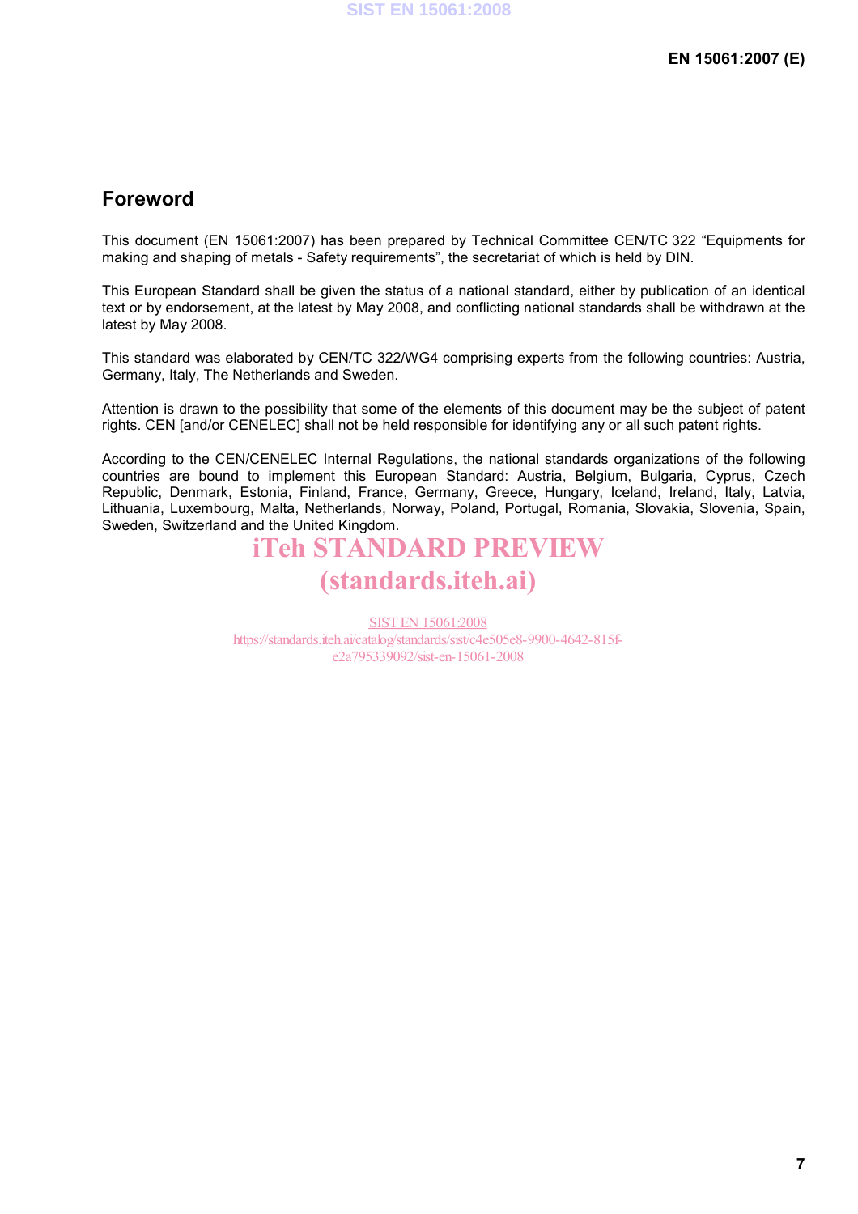# Foreword

This document (EN 15061:2007) has been prepared by Technical Committee CEN/TC 322 "Equipments for making and shaping of metals - Safety requirements", the secretariat of which is held by DIN.

This European Standard shall be given the status of a national standard, either by publication of an identical text or by endorsement, at the latest by May 2008, and conflicting national standards shall be withdrawn at the latest by May 2008.

This standard was elaborated by CEN/TC 322/WG4 comprising experts from the following countries: Austria, Germany, Italy, The Netherlands and Sweden.

Attention is drawn to the possibility that some of the elements of this document may be the subject of patent rights. CEN [and/or CENELEC] shall not be held responsible for identifying any or all such patent rights.

According to the CEN/CENELEC Internal Regulations, the national standards organizations of the following countries are bound to implement this European Standard: Austria, Belgium, Bulgaria, Cyprus, Czech Republic, Denmark, Estonia, Finland, France, Germany, Greece, Hungary, Iceland, Ireland, Italy, Latvia, Lithuania, Luxembourg, Malta, Netherlands, Norway, Poland, Portugal, Romania, Slovakia, Slovenia, Spain, Sweden, Switzerland and the United Kingdom.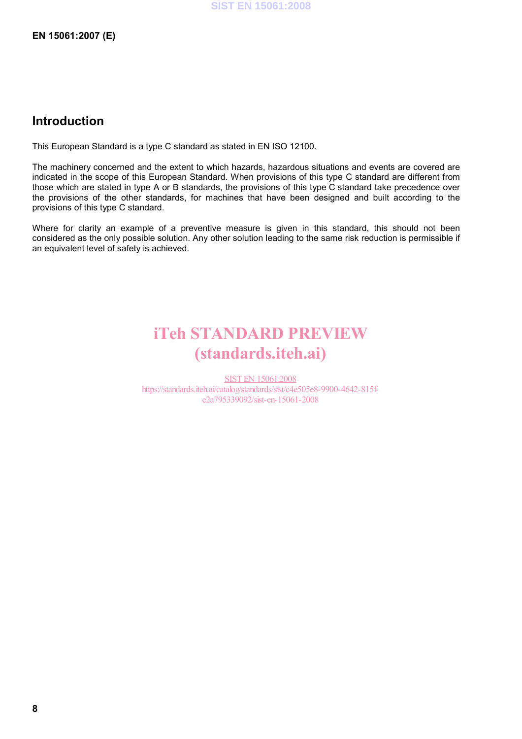## Introduction

This European Standard is a type C standard as stated in EN ISO 12100.

The machinery concerned and the extent to which hazards, hazardous situations and events are covered are indicated in the scope of this European Standard. When provisions of this type C standard are different from those which are stated in type A or B standards, the provisions of this type C standard take precedence over the provisions of the other standards, for machines that have been designed and built according to the provisions of this type C standard.

Where for clarity an example of a preventive measure is given in this standard, this should not been considered as the only possible solution. Any other solution leading to the same risk reduction is permissible if an equivalent level of safety is achieved.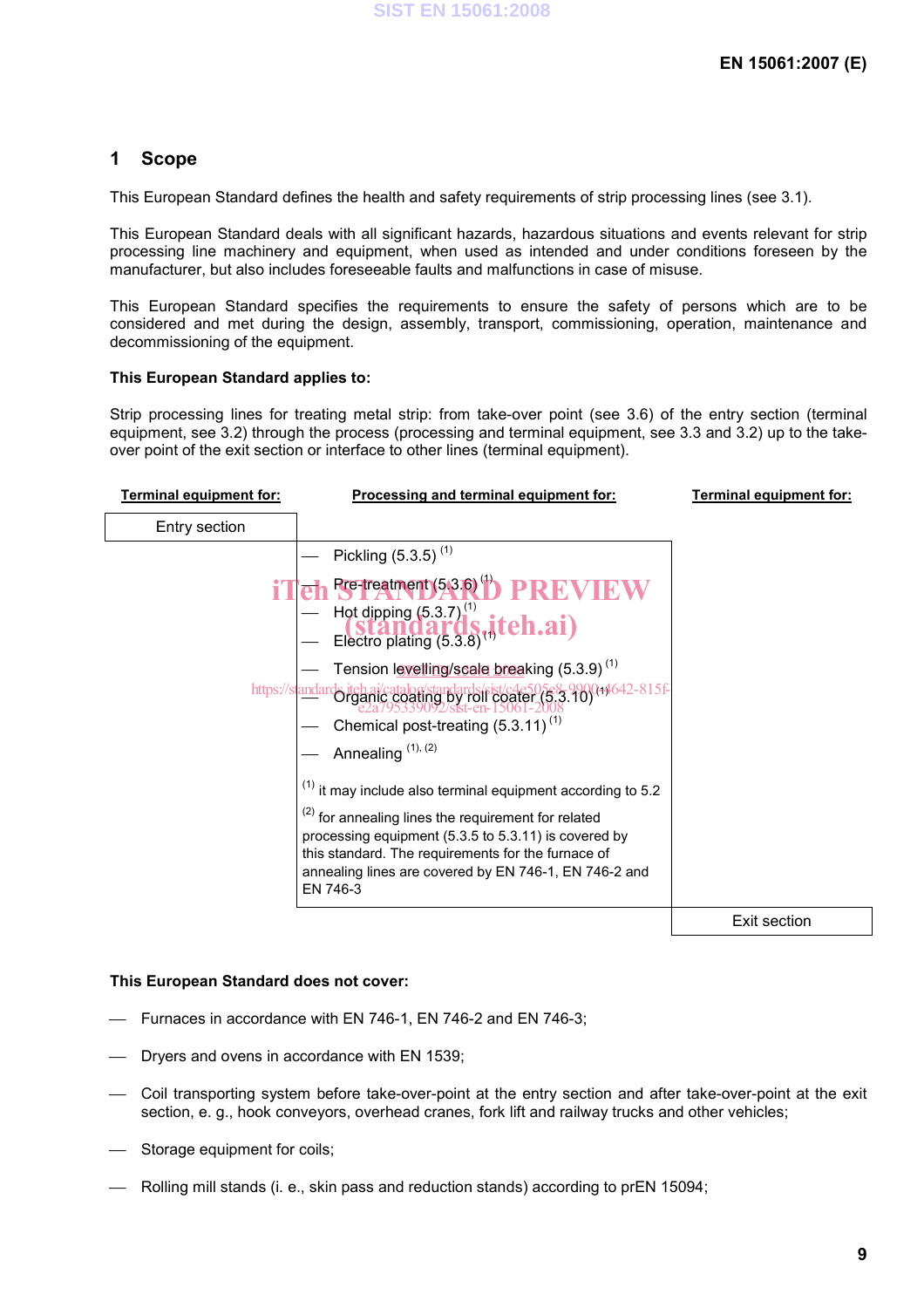# 1 Scope

This European Standard defines the health and safety requirements of strip processing lines (see 3.1).

This European Standard deals with all significant hazards, hazardous situations and events relevant for strip processing line machinery and equipment, when used as intended and under conditions foreseen by the manufacturer, but also includes foreseeable faults and malfunctions in case of misuse.

This European Standard specifies the requirements to ensure the safety of persons which are to be considered and met during the design, assembly, transport, commissioning, operation, maintenance and decommissioning of the equipment.

**This European Standard applies to:**

Strip processing lines for treating metal strip: from take-over point (see 3.6) of the entry section (terminal equipment, see 3.2) through the process (processing and terminal equipment, see 3.3 and 3.2) up to the take-over point of the exit section or interface to other lines (terminal equipment).

| Terminal equipment for: | Processing and terminal equipment for: | Terminal equipment for: |
|---|---|---|
| Entry section | | |
| | — Pickling (5.3.5) (1)<br>— Pre-treatment (5.3.6) (1)<br>— Hot dipping (5.3.7) (1)<br>— Electro plating (5.3.8) (1)<br>— Tension levelling/scale breaking (5.3.9) (1)<br>— Organic coating by roll coater (5.3.10) (1)<br>— Chemical post-treating (5.3.11) (1)<br>— Annealing (1), (2)<br><br>(1) it may include also terminal equipment according to 5.2<br><br>(2) for annealing lines the requirement for related processing equipment (5.3.5 to 5.3.11) is covered by this standard. The requirements for the furnace of annealing lines are covered by EN 746-1, EN 746-2 and EN 746-3 | |
| | | Exit section |

**This European Standard does not cover:**

- Furnaces in accordance with EN 746-1, EN 746-2 and EN 746-3;
- Dryers and ovens in accordance with EN 1539;
- Coil transporting system before take-over-point at the entry section and after take-over-point at the exit section, e. g., hook conveyors, overhead cranes, fork lift and railway trucks and other vehicles;
- Storage equipment for coils;
- Rolling mill stands (i. e., skin pass and reduction stands) according to prEN 15094;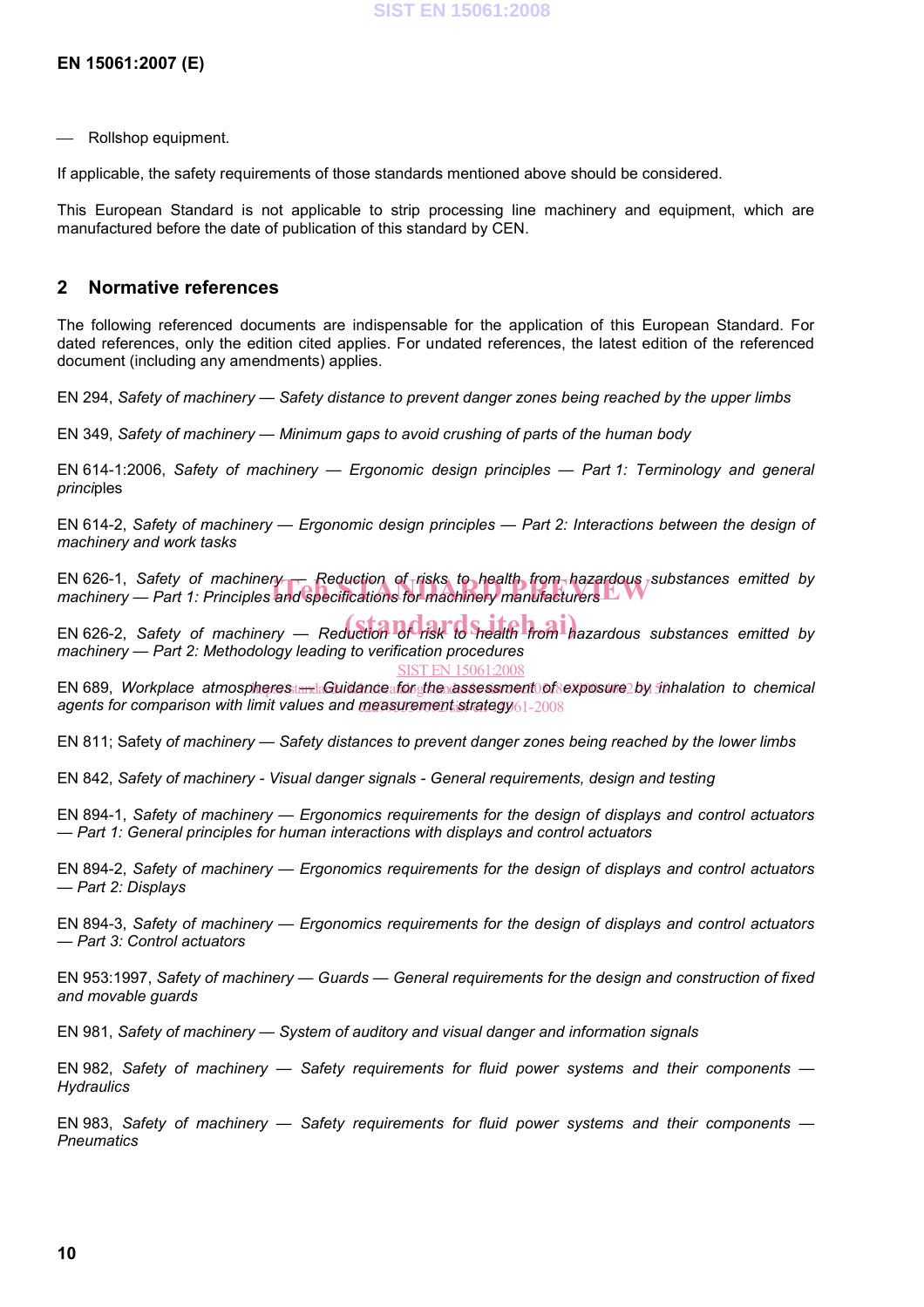— Rollshop equipment.

If applicable, the safety requirements of those standards mentioned above should be considered.

This European Standard is not applicable to strip processing line machinery and equipment, which are manufactured before the date of publication of this standard by CEN.

## 2 Normative references

The following referenced documents are indispensable for the application of this European Standard. For dated references, only the edition cited applies. For undated references, the latest edition of the referenced document (including any amendments) applies.

EN 294, *Safety of machinery — Safety distance to prevent danger zones being reached by the upper limbs*

EN 349, *Safety of machinery — Minimum gaps to avoid crushing of parts of the human body*

EN 614-1:2006, *Safety of machinery — Ergonomic design principles — Part 1: Terminology and general princi*ples

EN 614-2, *Safety of machinery — Ergonomic design principles — Part 2: Interactions between the design of machinery and work tasks*

EN 626-1, *Safety of machinery — Reduction of risks to health from hazardous substances emitted by machinery — Part 1: Principles and specifications for machinery manufacturers*

EN 626-2, *Safety of machinery — Reduction of risk to health from hazardous substances emitted by machinery — Part 2: Methodology leading to verification procedures*

EN 689, *Workplace atmospheres — Guidance for the assessment of exposure by inhalation to chemical agents for comparison with limit values and measurement strategy*

EN 811; Safety *of machinery — Safety distances to prevent danger zones being reached by the lower limbs*

EN 842, *Safety of machinery - Visual danger signals - General requirements, design and testing*

EN 894-1, *Safety of machinery — Ergonomics requirements for the design of displays and control actuators — Part 1: General principles for human interactions with displays and control actuators*

EN 894-2, *Safety of machinery — Ergonomics requirements for the design of displays and control actuators — Part 2: Displays*

EN 894-3, *Safety of machinery — Ergonomics requirements for the design of displays and control actuators — Part 3: Control actuators*

EN 953:1997, *Safety of machinery — Guards — General requirements for the design and construction of fixed and movable guards*

EN 981, *Safety of machinery — System of auditory and visual danger and information signals*

EN 982, *Safety of machinery — Safety requirements for fluid power systems and their components — Hydraulics*

EN 983, *Safety of machinery — Safety requirements for fluid power systems and their components — Pneumatics*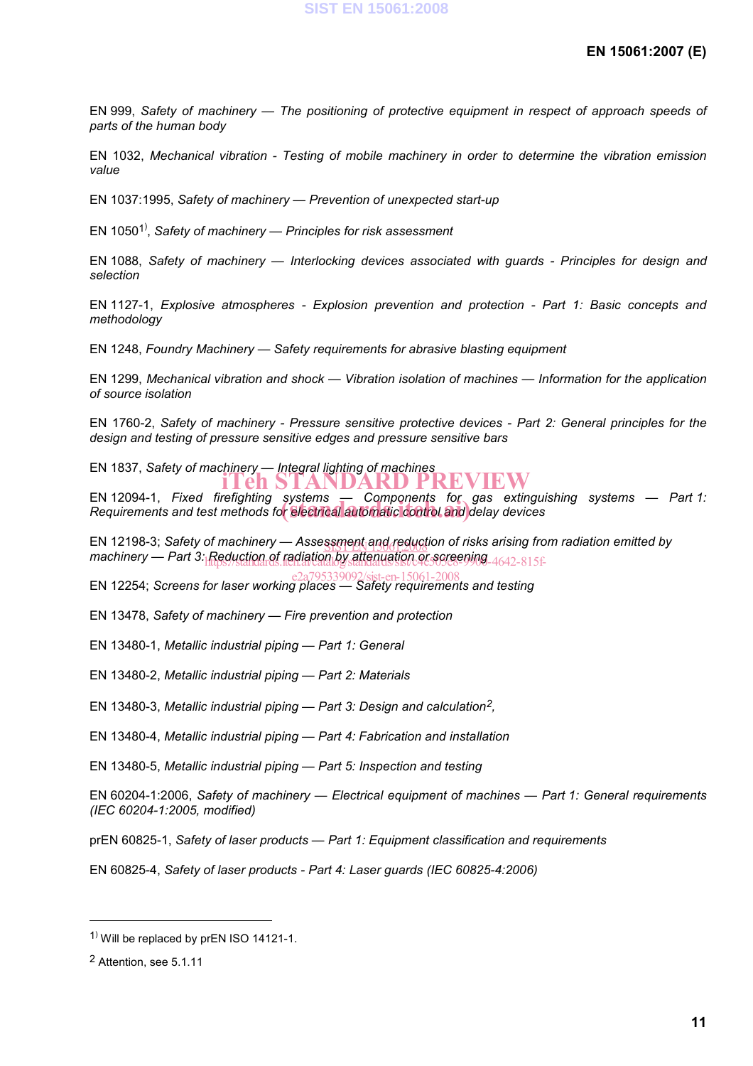EN 999, *Safety of machinery — The positioning of protective equipment in respect of approach speeds of parts of the human body*

EN 1032, *Mechanical vibration - Testing of mobile machinery in order to determine the vibration emission value*

EN 1037:1995, *Safety of machinery — Prevention of unexpected start-up*

EN 1050[1)], *Safety of machinery — Principles for risk assessment*

EN 1088, *Safety of machinery — Interlocking devices associated with guards - Principles for design and selection*

EN 1127-1, *Explosive atmospheres - Explosion prevention and protection - Part 1: Basic concepts and methodology*

EN 1248, *Foundry Machinery — Safety requirements for abrasive blasting equipment*

EN 1299, *Mechanical vibration and shock — Vibration isolation of machines — Information for the application of source isolation*

EN 1760-2, *Safety of machinery - Pressure sensitive protective devices - Part 2: General principles for the design and testing of pressure sensitive edges and pressure sensitive bars*

EN 1837, *Safety of machinery — Integral lighting of machines*

EN 12094-1, *Fixed firefighting systems — Components for gas extinguishing systems — Part 1: Requirements and test methods for electrical automatic control and delay devices*

EN 12198-3; *Safety of machinery — Assessment and reduction of risks arising from radiation emitted by machinery — Part 3: Reduction of radiation by attenuation or screening*

EN 12254; *Screens for laser working places — Safety requirements and testing*

EN 13478, *Safety of machinery — Fire prevention and protection*

EN 13480-1, *Metallic industrial piping — Part 1: General*

EN 13480-2, *Metallic industrial piping — Part 2: Materials*

EN 13480-3, *Metallic industrial piping — Part 3: Design and calculation*[2],

EN 13480-4, *Metallic industrial piping — Part 4: Fabrication and installation*

EN 13480-5, *Metallic industrial piping — Part 5: Inspection and testing*

EN 60204-1:2006, *Safety of machinery — Electrical equipment of machines — Part 1: General requirements (IEC 60204-1:2005, modified)*

prEN 60825-1, *Safety of laser products — Part 1: Equipment classification and requirements*

EN 60825-4, *Safety of laser products - Part 4: Laser guards (IEC 60825-4:2006)*

---

[1)] Will be replaced by prEN ISO 14121-1.

[2] Attention, see 5.1.11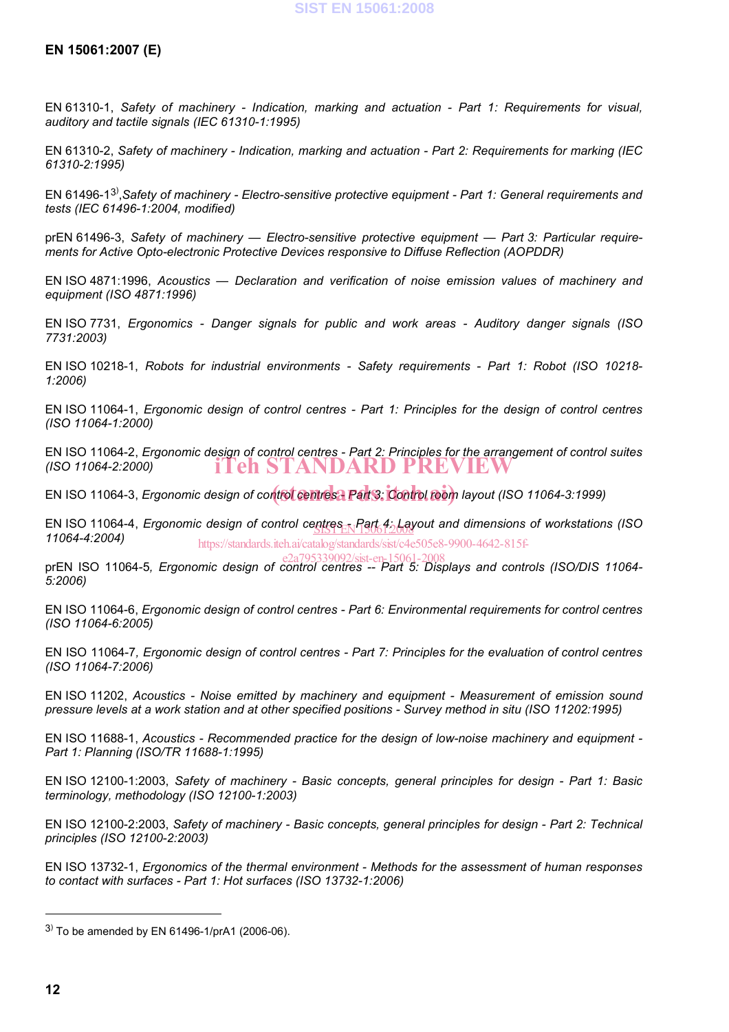EN 61310-1, *Safety of machinery - Indication, marking and actuation - Part 1: Requirements for visual, auditory and tactile signals (IEC 61310-1:1995)*

EN 61310-2, *Safety of machinery - Indication, marking and actuation - Part 2: Requirements for marking (IEC 61310-2:1995)*

EN 61496-1[3], *Safety of machinery - Electro-sensitive protective equipment - Part 1: General requirements and tests (IEC 61496-1:2004, modified)*

prEN 61496-3, *Safety of machinery — Electro-sensitive protective equipment — Part 3: Particular requirements for Active Opto-electronic Protective Devices responsive to Diffuse Reflection (AOPDDR)*

EN ISO 4871:1996, *Acoustics — Declaration and verification of noise emission values of machinery and equipment (ISO 4871:1996)*

EN ISO 7731, *Ergonomics - Danger signals for public and work areas - Auditory danger signals (ISO 7731:2003)*

EN ISO 10218-1, *Robots for industrial environments - Safety requirements - Part 1: Robot (ISO 10218-1:2006)*

EN ISO 11064-1, *Ergonomic design of control centres - Part 1: Principles for the design of control centres (ISO 11064-1:2000)*

EN ISO 11064-2, *Ergonomic design of control centres - Part 2: Principles for the arrangement of control suites (ISO 11064-2:2000)*

EN ISO 11064-3, *Ergonomic design of control centres - Part 3: Control room layout (ISO 11064-3:1999)*

EN ISO 11064-4, *Ergonomic design of control centres - Part 4: Layout and dimensions of workstations (ISO 11064-4:2004)*

prEN ISO 11064-5, *Ergonomic design of control centres -- Part 5: Displays and controls (ISO/DIS 11064-5:2006)*

EN ISO 11064-6, *Ergonomic design of control centres - Part 6: Environmental requirements for control centres (ISO 11064-6:2005)*

EN ISO 11064-7, *Ergonomic design of control centres - Part 7: Principles for the evaluation of control centres (ISO 11064-7:2006)*

EN ISO 11202, *Acoustics - Noise emitted by machinery and equipment - Measurement of emission sound pressure levels at a work station and at other specified positions - Survey method in situ (ISO 11202:1995)*

EN ISO 11688-1, *Acoustics - Recommended practice for the design of low-noise machinery and equipment - Part 1: Planning (ISO/TR 11688-1:1995)*

EN ISO 12100-1:2003, *Safety of machinery - Basic concepts, general principles for design - Part 1: Basic terminology, methodology (ISO 12100-1:2003)*

EN ISO 12100-2:2003, *Safety of machinery - Basic concepts, general principles for design - Part 2: Technical principles (ISO 12100-2:2003)*

EN ISO 13732-1, *Ergonomics of the thermal environment - Methods for the assessment of human responses to contact with surfaces - Part 1: Hot surfaces (ISO 13732-1:2006)*

---

[3] To be amended by EN 61496-1/prA1 (2006-06).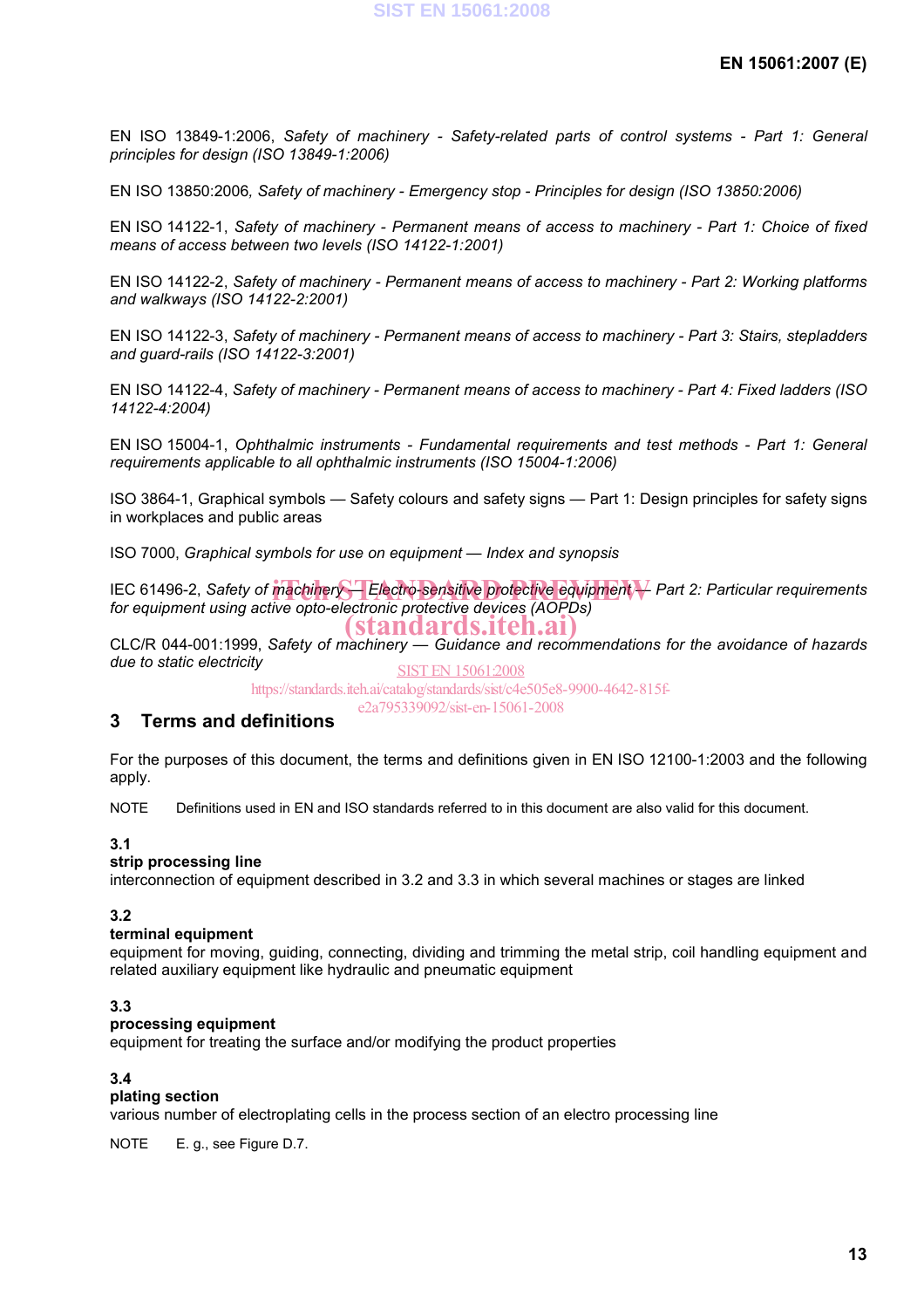EN ISO 13849-1:2006, *Safety of machinery - Safety-related parts of control systems - Part 1: General principles for design (ISO 13849-1:2006)*

EN ISO 13850:2006, *Safety of machinery - Emergency stop - Principles for design (ISO 13850:2006)*

EN ISO 14122-1, *Safety of machinery - Permanent means of access to machinery - Part 1: Choice of fixed means of access between two levels (ISO 14122-1:2001)*

EN ISO 14122-2, *Safety of machinery - Permanent means of access to machinery - Part 2: Working platforms and walkways (ISO 14122-2:2001)*

EN ISO 14122-3, *Safety of machinery - Permanent means of access to machinery - Part 3: Stairs, stepladders and guard-rails (ISO 14122-3:2001)*

EN ISO 14122-4, *Safety of machinery - Permanent means of access to machinery - Part 4: Fixed ladders (ISO 14122-4:2004)*

EN ISO 15004-1, *Ophthalmic instruments - Fundamental requirements and test methods - Part 1: General requirements applicable to all ophthalmic instruments (ISO 15004-1:2006)*

ISO 3864-1, Graphical symbols — Safety colours and safety signs — Part 1: Design principles for safety signs in workplaces and public areas

ISO 7000, *Graphical symbols for use on equipment — Index and synopsis*

IEC 61496-2, *Safety of machinery — Electro-sensitive protective equipment — Part 2: Particular requirements for equipment using active opto-electronic protective devices (AOPDs)*

CLC/R 044-001:1999, *Safety of machinery — Guidance and recommendations for the avoidance of hazards due to static electricity*

## 3 Terms and definitions

For the purposes of this document, the terms and definitions given in EN ISO 12100-1:2003 and the following apply.

NOTE Definitions used in EN and ISO standards referred to in this document are also valid for this document.

**3.1**
**strip processing line**
interconnection of equipment described in 3.2 and 3.3 in which several machines or stages are linked

**3.2**
**terminal equipment**
equipment for moving, guiding, connecting, dividing and trimming the metal strip, coil handling equipment and related auxiliary equipment like hydraulic and pneumatic equipment

**3.3**
**processing equipment**
equipment for treating the surface and/or modifying the product properties

**3.4**
**plating section**
various number of electroplating cells in the process section of an electro processing line

NOTE E. g., see Figure D.7.